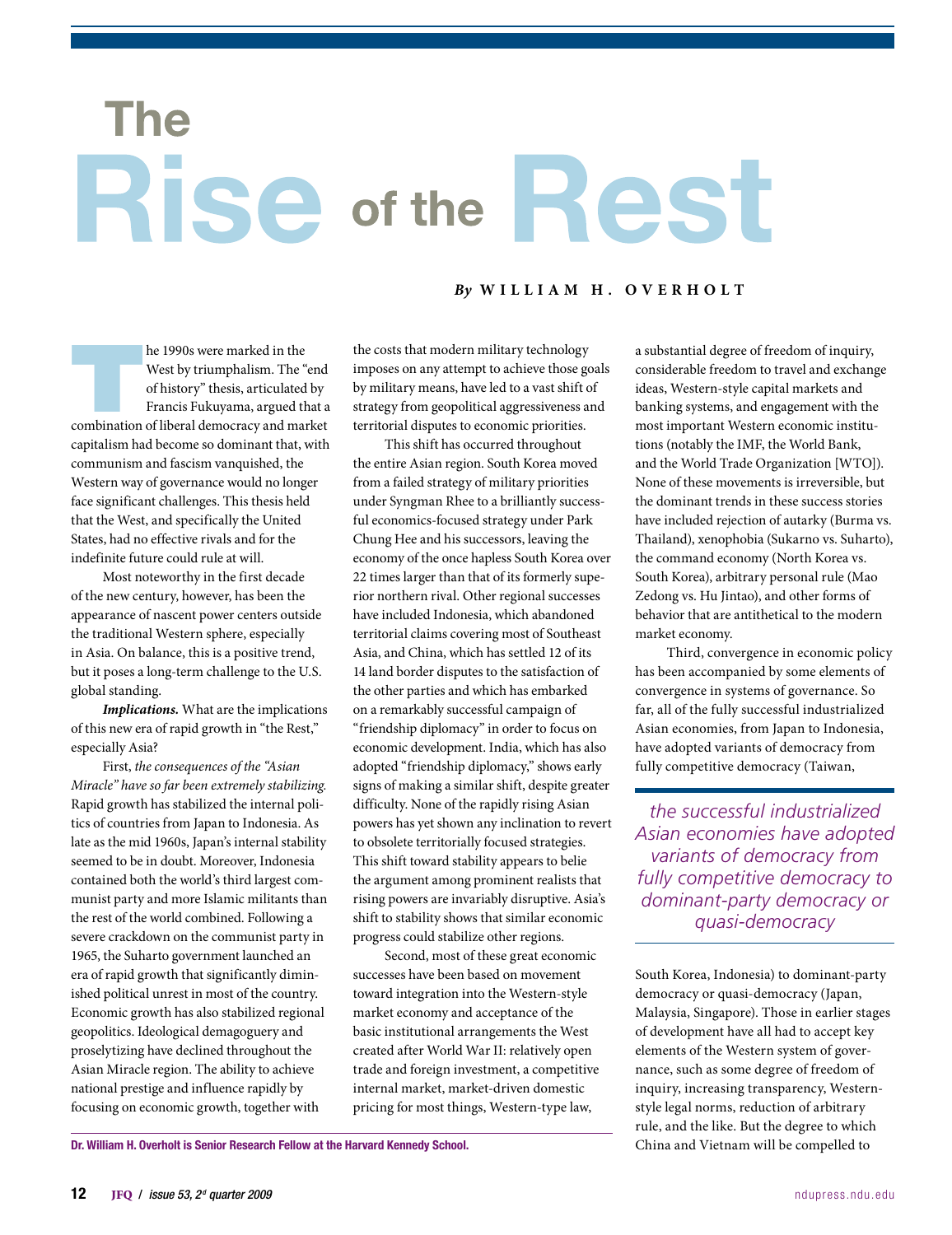# The Rise of the Rest

*By* **William H. Overholt**

The 1990s were marked in the West by triumphalism. The "end of history" thesis, articulated by Francis Fukuyama, argued that a combination of liberal democracy and market capitalism had become so dominant that, with communism and fascism vanquished, the Western way of governance would no longer face significant challenges. This thesis held that the West, and specifically the United States, had no effective rivals and for the indefinite future could rule at will.

Most noteworthy in the first decade of the new century, however, has been the appearance of nascent power centers outside the traditional Western sphere, especially in Asia. On balance, this is a positive trend, but it poses a long-term challenge to the U.S. global standing.

***Implications.*** What are the implications of this new era of rapid growth in "the Rest," especially Asia?

First, *the consequences of the "Asian Miracle" have so far been extremely stabilizing.* Rapid growth has stabilized the internal politics of countries from Japan to Indonesia. As late as the mid 1960s, Japan's internal stability seemed to be in doubt. Moreover, Indonesia contained both the world's third largest communist party and more Islamic militants than the rest of the world combined. Following a severe crackdown on the communist party in 1965, the Suharto government launched an era of rapid growth that significantly diminished political unrest in most of the country. Economic growth has also stabilized regional geopolitics. Ideological demagoguery and proselytizing have declined throughout the Asian Miracle region. The ability to achieve national prestige and influence rapidly by focusing on economic growth, together with the costs that modern military technology imposes on any attempt to achieve those goals by military means, have led to a vast shift of strategy from geopolitical aggressiveness and territorial disputes to economic priorities.

This shift has occurred throughout the entire Asian region. South Korea moved from a failed strategy of military priorities under Syngman Rhee to a brilliantly successful economics-focused strategy under Park Chung Hee and his successors, leaving the economy of the once hapless South Korea over 22 times larger than that of its formerly superior northern rival. Other regional successes have included Indonesia, which abandoned territorial claims covering most of Southeast Asia, and China, which has settled 12 of its 14 land border disputes to the satisfaction of the other parties and which has embarked on a remarkably successful campaign of "friendship diplomacy" in order to focus on economic development. India, which has also adopted "friendship diplomacy," shows early signs of making a similar shift, despite greater difficulty. None of the rapidly rising Asian powers has yet shown any inclination to revert to obsolete territorially focused strategies. This shift toward stability appears to belie the argument among prominent realists that rising powers are invariably disruptive. Asia's shift to stability shows that similar economic progress could stabilize other regions.

Second, most of these great economic successes have been based on movement toward integration into the Western-style market economy and acceptance of the basic institutional arrangements the West created after World War II: relatively open trade and foreign investment, a competitive internal market, market-driven domestic pricing for most things, Western-type law, a substantial degree of freedom of inquiry, considerable freedom to travel and exchange ideas, Western-style capital markets and banking systems, and engagement with the most important Western economic institutions (notably the IMF, the World Bank, and the World Trade Organization [WTO]). None of these movements is irreversible, but the dominant trends in these success stories have included rejection of autarky (Burma vs. Thailand), xenophobia (Sukarno vs. Suharto), the command economy (North Korea vs. South Korea), arbitrary personal rule (Mao Zedong vs. Hu Jintao), and other forms of behavior that are antithetical to the modern market economy.

Third, convergence in economic policy has been accompanied by some elements of convergence in systems of governance. So far, all of the fully successful industrialized Asian economies, from Japan to Indonesia, have adopted variants of democracy from fully competitive democracy (Taiwan, South Korea, Indonesia) to dominant-party democracy or quasi-democracy (Japan, Malaysia, Singapore). Those in earlier stages of development have all had to accept key elements of the Western system of governance, such as some degree of freedom of inquiry, increasing transparency, Western-style legal norms, reduction of arbitrary rule, and the like. But the degree to which China and Vietnam will be compelled to

> *the successful industrialized Asian economies have adopted variants of democracy from fully competitive democracy to dominant-party democracy or quasi-democracy*

Dr. William H. Overholt is Senior Research Fellow at the Harvard Kennedy School.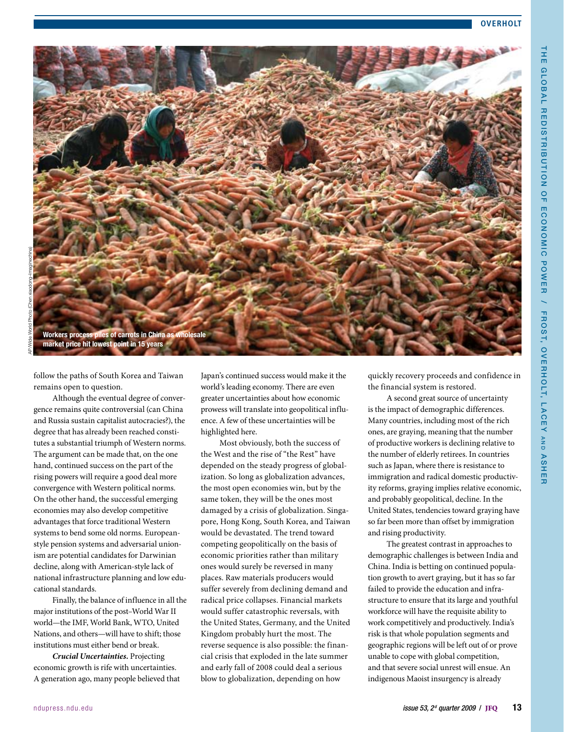Workers process piles of carrots in China as wholesale market price hit lowest point in 15 years

AP Wide World Photo (Chen xiaodong–Imaginechina)

follow the paths of South Korea and Taiwan remains open to question.

Although the eventual degree of convergence remains quite controversial (can China and Russia sustain capitalist autocracies?), the degree that has already been reached constitutes a substantial triumph of Western norms. The argument can be made that, on the one hand, continued success on the part of the rising powers will require a good deal more convergence with Western political norms. On the other hand, the successful emerging economies may also develop competitive advantages that force traditional Western systems to bend some old norms. European-style pension systems and adversarial unionism are potential candidates for Darwinian decline, along with American-style lack of national infrastructure planning and low educational standards.

Finally, the balance of influence in all the major institutions of the post–World War II world—the IMF, World Bank, WTO, United Nations, and others—will have to shift; those institutions must either bend or break.

***Crucial Uncertainties.*** Projecting economic growth is rife with uncertainties. A generation ago, many people believed that Japan's continued success would make it the world's leading economy. There are even greater uncertainties about how economic prowess will translate into geopolitical influence. A few of these uncertainties will be highlighted here.

Most obviously, both the success of the West and the rise of "the Rest" have depended on the steady progress of globalization. So long as globalization advances, the most open economies win, but by the same token, they will be the ones most damaged by a crisis of globalization. Singapore, Hong Kong, South Korea, and Taiwan would be devastated. The trend toward competing geopolitically on the basis of economic priorities rather than military ones would surely be reversed in many places. Raw materials producers would suffer severely from declining demand and radical price collapses. Financial markets would suffer catastrophic reversals, with the United States, Germany, and the United Kingdom probably hurt the most. The reverse sequence is also possible: the financial crisis that exploded in the late summer and early fall of 2008 could deal a serious blow to globalization, depending on how quickly recovery proceeds and confidence in the financial system is restored.

A second great source of uncertainty is the impact of demographic differences. Many countries, including most of the rich ones, are graying, meaning that the number of productive workers is declining relative to the number of elderly retirees. In countries such as Japan, where there is resistance to immigration and radical domestic productivity reforms, graying implies relative economic, and probably geopolitical, decline. In the United States, tendencies toward graying have so far been more than offset by immigration and rising productivity.

The greatest contrast in approaches to demographic challenges is between India and China. India is betting on continued population growth to avert graying, but it has so far failed to provide the education and infrastructure to ensure that its large and youthful workforce will have the requisite ability to work competitively and productively. India's risk is that whole population segments and geographic regions will be left out of or prove unable to cope with global competition, and that severe social unrest will ensue. An indigenous Maoist insurgency is already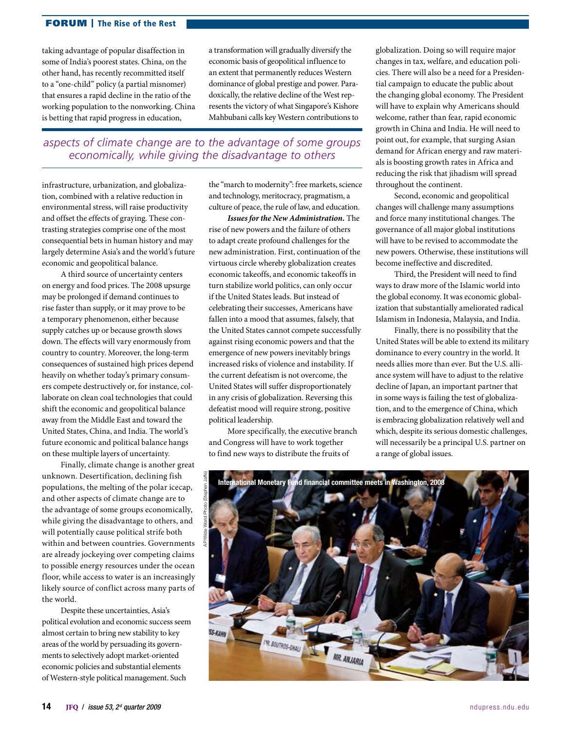taking advantage of popular disaffection in some of India's poorest states. China, on the other hand, has recently recommitted itself to a "one-child" policy (a partial misnomer) that ensures a rapid decline in the ratio of the working population to the nonworking. China is betting that rapid progress in education, infrastructure, urbanization, and globalization, combined with a relative reduction in environmental stress, will raise productivity and offset the effects of graying. These contrasting strategies comprise one of the most consequential bets in human history and may largely determine Asia's and the world's future economic and geopolitical balance.

A third source of uncertainty centers on energy and food prices. The 2008 upsurge may be prolonged if demand continues to rise faster than supply, or it may prove to be a temporary phenomenon, either because supply catches up or because growth slows down. The effects will vary enormously from country to country. Moreover, the long-term consequences of sustained high prices depend heavily on whether today's primary consumers compete destructively or, for instance, collaborate on clean coal technologies that could shift the economic and geopolitical balance away from the Middle East and toward the United States, China, and India. The world's future economic and political balance hangs on these multiple layers of uncertainty.

Finally, climate change is another great unknown. Desertification, declining fish populations, the melting of the polar icecap, and other aspects of climate change are to the advantage of some groups economically, while giving the disadvantage to others, and will potentially cause political strife both within and between countries. Governments are already jockeying over competing claims to possible energy resources under the ocean floor, while access to water is an increasingly likely source of conflict across many parts of the world.

*aspects of climate change are to the advantage of some groups economically, while giving the disadvantage to others*

Despite these uncertainties, Asia's political evolution and economic success seem almost certain to bring new stability to key areas of the world by persuading its governments to selectively adopt market-oriented economic policies and substantial elements of Western-style political management. Such a transformation will gradually diversify the economic basis of geopolitical influence to an extent that permanently reduces Western dominance of global prestige and power. Paradoxically, the relative decline of the West represents the victory of what Singapore's Kishore Mahbubani calls key Western contributions to the "march to modernity": free markets, science and technology, meritocracy, pragmatism, a culture of peace, the rule of law, and education.

***Issues for the New Administration.*** The rise of new powers and the failure of others to adapt create profound challenges for the new administration. First, continuation of the virtuous circle whereby globalization creates economic takeoffs, and economic takeoffs in turn stabilize world politics, can only occur if the United States leads. But instead of celebrating their successes, Americans have fallen into a mood that assumes, falsely, that the United States cannot compete successfully against rising economic powers and that the emergence of new powers inevitably brings increased risks of violence and instability. If the current defeatism is not overcome, the United States will suffer disproportionately in any crisis of globalization. Reversing this defeatist mood will require strong, positive political leadership.

More specifically, the executive branch and Congress will have to work together to find new ways to distribute the fruits of globalization. Doing so will require major changes in tax, welfare, and education policies. There will also be a need for a Presidential campaign to educate the public about the changing global economy. The President will have to explain why Americans should welcome, rather than fear, rapid economic growth in China and India. He will need to point out, for example, that surging Asian demand for African energy and raw materials is boosting growth rates in Africa and reducing the risk that jihadism will spread throughout the continent.

Second, economic and geopolitical changes will challenge many assumptions and force many institutional changes. The governance of all major global institutions will have to be revised to accommodate the new powers. Otherwise, these institutions will become ineffective and discredited.

Third, the President will need to find ways to draw more of the Islamic world into the global economy. It was economic globalization that substantially ameliorated radical Islamism in Indonesia, Malaysia, and India.

Finally, there is no possibility that the United States will be able to extend its military dominance to every country in the world. It needs allies more than ever. But the U.S. alliance system will have to adjust to the relative decline of Japan, an important partner that in some ways is failing the test of globalization, and to the emergence of China, which is embracing globalization relatively well and which, despite its serious domestic challenges, will necessarily be a principal U.S. partner on a range of global issues.

AP/Wide World Photo (Stephen Jaffe)

International Monetary Fund financial committee meets in Washington, 2008